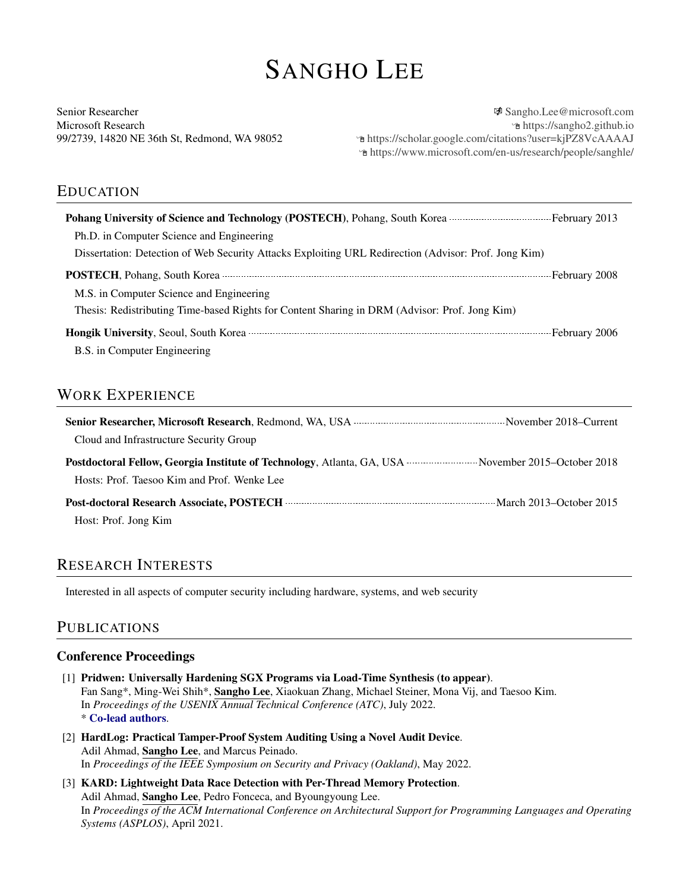# SANGHO LEE

Senior Researcher
Microsoft Research
99/2739, 14820 NE 36th St, Redmond, WA 98052

Sangho.Lee@microsoft.com
https://sangho2.github.io
https://scholar.google.com/citations?user=kjPZ8VcAAAAJ
https://www.microsoft.com/en-us/research/people/sanghle/

## EDUCATION

**Pohang University of Science and Technology (POSTECH)**, Pohang, South Korea — February 2013
Ph.D. in Computer Science and Engineering
Dissertation: Detection of Web Security Attacks Exploiting URL Redirection (Advisor: Prof. Jong Kim)

**POSTECH**, Pohang, South Korea — February 2008
M.S. in Computer Science and Engineering
Thesis: Redistributing Time-based Rights for Content Sharing in DRM (Advisor: Prof. Jong Kim)

**Hongik University**, Seoul, South Korea — February 2006
B.S. in Computer Engineering

## WORK EXPERIENCE

**Senior Researcher, Microsoft Research**, Redmond, WA, USA — November 2018–Current
Cloud and Infrastructure Security Group

**Postdoctoral Fellow, Georgia Institute of Technology**, Atlanta, GA, USA — November 2015–October 2018
Hosts: Prof. Taesoo Kim and Prof. Wenke Lee

**Post-doctoral Research Associate, POSTECH** — March 2013–October 2015
Host: Prof. Jong Kim

## RESEARCH INTERESTS

Interested in all aspects of computer security including hardware, systems, and web security

## PUBLICATIONS

### Conference Proceedings

[1] **Pridwen: Universally Hardening SGX Programs via Load-Time Synthesis (to appear)**.
Fan Sang*, Ming-Wei Shih*, **Sangho Lee**, Xiaokuan Zhang, Michael Steiner, Mona Vij, and Taesoo Kim.
In *Proceedings of the USENIX Annual Technical Conference (ATC)*, July 2022.
* **Co-lead authors**.

[2] **HardLog: Practical Tamper-Proof System Auditing Using a Novel Audit Device**.
Adil Ahmad, **Sangho Lee**, and Marcus Peinado.
In *Proceedings of the IEEE Symposium on Security and Privacy (Oakland)*, May 2022.

[3] **KARD: Lightweight Data Race Detection with Per-Thread Memory Protection**.
Adil Ahmad, **Sangho Lee**, Pedro Fonceca, and Byoungyoung Lee.
In *Proceedings of the ACM International Conference on Architectural Support for Programming Languages and Operating Systems (ASPLOS)*, April 2021.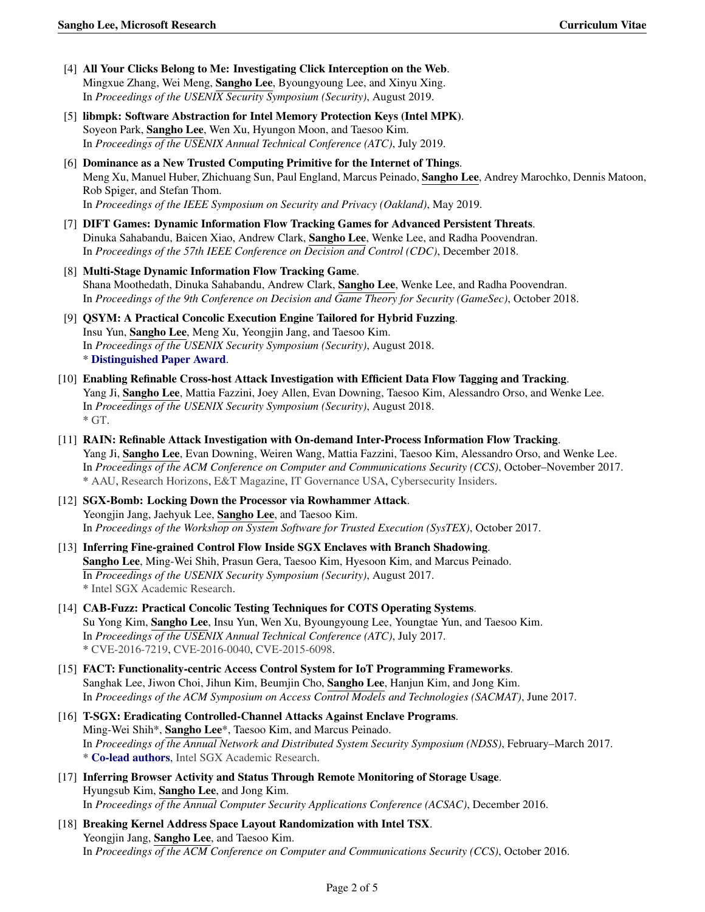[4] **All Your Clicks Belong to Me: Investigating Click Interception on the Web**.
Mingxue Zhang, Wei Meng, **Sangho Lee**, Byoungyoung Lee, and Xinyu Xing.
In *Proceedings of the USENIX Security Symposium (Security)*, August 2019.

[5] **libmpk: Software Abstraction for Intel Memory Protection Keys (Intel MPK)**.
Soyeon Park, **Sangho Lee**, Wen Xu, Hyungon Moon, and Taesoo Kim.
In *Proceedings of the USENIX Annual Technical Conference (ATC)*, July 2019.

[6] **Dominance as a New Trusted Computing Primitive for the Internet of Things**.
Meng Xu, Manuel Huber, Zhichuang Sun, Paul England, Marcus Peinado, **Sangho Lee**, Andrey Marochko, Dennis Mattoon, Rob Spiger, and Stefan Thom.
In *Proceedings of the IEEE Symposium on Security and Privacy (Oakland)*, May 2019.

[7] **DIFT Games: Dynamic Information Flow Tracking Games for Advanced Persistent Threats**.
Dinuka Sahabandu, Baicen Xiao, Andrew Clark, **Sangho Lee**, Wenke Lee, and Radha Poovendran.
In *Proceedings of the 57th IEEE Conference on Decision and Control (CDC)*, December 2018.

[8] **Multi-Stage Dynamic Information Flow Tracking Game**.
Shana Moothedath, Dinuka Sahabandu, Andrew Clark, **Sangho Lee**, Wenke Lee, and Radha Poovendran.
In *Proceedings of the 9th Conference on Decision and Game Theory for Security (GameSec)*, October 2018.

[9] **QSYM: A Practical Concolic Execution Engine Tailored for Hybrid Fuzzing**.
Insu Yun, **Sangho Lee**, Meng Xu, Yeongjin Jang, and Taesoo Kim.
In *Proceedings of the USENIX Security Symposium (Security)*, August 2018.
* **Distinguished Paper Award**.

[10] **Enabling Refinable Cross-host Attack Investigation with Efficient Data Flow Tagging and Tracking**.
Yang Ji, **Sangho Lee**, Mattia Fazzini, Joey Allen, Evan Downing, Taesoo Kim, Alessandro Orso, and Wenke Lee.
In *Proceedings of the USENIX Security Symposium (Security)*, August 2018.
* GT.

[11] **RAIN: Refinable Attack Investigation with On-demand Inter-Process Information Flow Tracking**.
Yang Ji, **Sangho Lee**, Evan Downing, Weiren Wang, Mattia Fazzini, Taesoo Kim, Alessandro Orso, and Wenke Lee.
In *Proceedings of the ACM Conference on Computer and Communications Security (CCS)*, October–November 2017.
* AAU, Research Horizons, E&T Magazine, IT Governance USA, Cybersecurity Insiders.

[12] **SGX-Bomb: Locking Down the Processor via Rowhammer Attack**.
Yeongjin Jang, Jaehyuk Lee, **Sangho Lee**, and Taesoo Kim.
In *Proceedings of the Workshop on System Software for Trusted Execution (SysTEX)*, October 2017.

[13] **Inferring Fine-grained Control Flow Inside SGX Enclaves with Branch Shadowing**.
**Sangho Lee**, Ming-Wei Shih, Prasun Gera, Taesoo Kim, Hyesoon Kim, and Marcus Peinado.
In *Proceedings of the USENIX Security Symposium (Security)*, August 2017.
* Intel SGX Academic Research.

[14] **CAB-Fuzz: Practical Concolic Testing Techniques for COTS Operating Systems**.
Su Yong Kim, **Sangho Lee**, Insu Yun, Wen Xu, Byoungyoung Lee, Youngtae Yun, and Taesoo Kim.
In *Proceedings of the USENIX Annual Technical Conference (ATC)*, July 2017.
* CVE-2016-7219, CVE-2016-0040, CVE-2015-6098.

[15] **FACT: Functionality-centric Access Control System for IoT Programming Frameworks**.
Sanghak Lee, Jiwon Choi, Jihun Kim, Beumjin Cho, **Sangho Lee**, Hanjun Kim, and Jong Kim.
In *Proceedings of the ACM Symposium on Access Control Models and Technologies (SACMAT)*, June 2017.

[16] **T-SGX: Eradicating Controlled-Channel Attacks Against Enclave Programs**.
Ming-Wei Shih*, **Sangho Lee***, Taesoo Kim, and Marcus Peinado.
In *Proceedings of the Annual Network and Distributed System Security Symposium (NDSS)*, February–March 2017.
* **Co-lead authors**, Intel SGX Academic Research.

[17] **Inferring Browser Activity and Status Through Remote Monitoring of Storage Usage**.
Hyungsub Kim, **Sangho Lee**, and Jong Kim.
In *Proceedings of the Annual Computer Security Applications Conference (ACSAC)*, December 2016.

[18] **Breaking Kernel Address Space Layout Randomization with Intel TSX**.
Yeongjin Jang, **Sangho Lee**, and Taesoo Kim.
In *Proceedings of the ACM Conference on Computer and Communications Security (CCS)*, October 2016.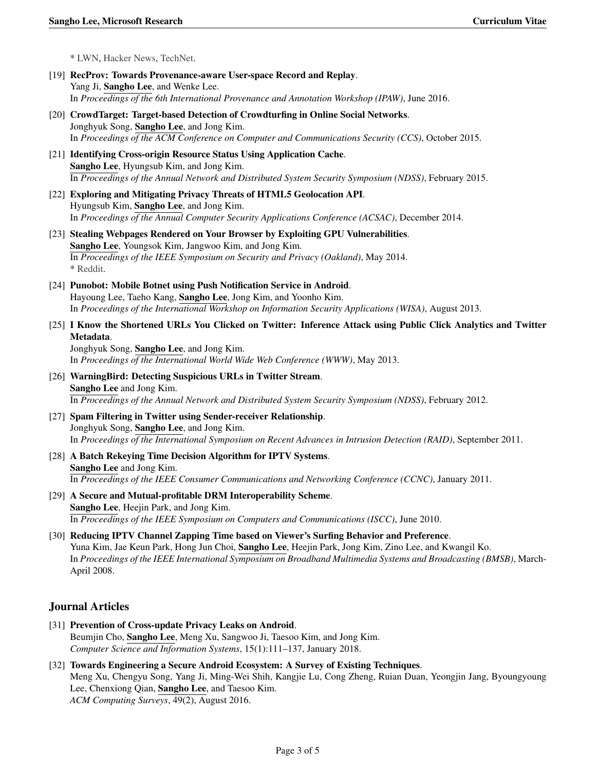\* LWN, Hacker News, TechNet.

[19] **RecProv: Towards Provenance-aware User-space Record and Replay**.
Yang Ji, **Sangho Lee**, and Wenke Lee.
In *Proceedings of the 6th International Provenance and Annotation Workshop (IPAW)*, June 2016.

[20] **CrowdTarget: Target-based Detection of Crowdturfing in Online Social Networks**.
Jonghyuk Song, **Sangho Lee**, and Jong Kim.
In *Proceedings of the ACM Conference on Computer and Communications Security (CCS)*, October 2015.

[21] **Identifying Cross-origin Resource Status Using Application Cache**.
**Sangho Lee**, Hyungsub Kim, and Jong Kim.
In *Proceedings of the Annual Network and Distributed System Security Symposium (NDSS)*, February 2015.

[22] **Exploring and Mitigating Privacy Threats of HTML5 Geolocation API**.
Hyungsub Kim, **Sangho Lee**, and Jong Kim.
In *Proceedings of the Annual Computer Security Applications Conference (ACSAC)*, December 2014.

[23] **Stealing Webpages Rendered on Your Browser by Exploiting GPU Vulnerabilities**.
**Sangho Lee**, Youngsok Kim, Jangwoo Kim, and Jong Kim.
In *Proceedings of the IEEE Symposium on Security and Privacy (Oakland)*, May 2014.
\* Reddit.

[24] **Punobot: Mobile Botnet using Push Notification Service in Android**.
Hayoung Lee, Taeho Kang, **Sangho Lee**, Jong Kim, and Yoonho Kim.
In *Proceedings of the International Workshop on Information Security Applications (WISA)*, August 2013.

[25] **I Know the Shortened URLs You Clicked on Twitter: Inference Attack using Public Click Analytics and Twitter Metadata**.
Jonghyuk Song, **Sangho Lee**, and Jong Kim.
In *Proceedings of the International World Wide Web Conference (WWW)*, May 2013.

[26] **WarningBird: Detecting Suspicious URLs in Twitter Stream**.
**Sangho Lee** and Jong Kim.
In *Proceedings of the Annual Network and Distributed System Security Symposium (NDSS)*, February 2012.

[27] **Spam Filtering in Twitter using Sender-receiver Relationship**.
Jonghyuk Song, **Sangho Lee**, and Jong Kim.
In *Proceedings of the International Symposium on Recent Advances in Intrusion Detection (RAID)*, September 2011.

[28] **A Batch Rekeying Time Decision Algorithm for IPTV Systems**.
**Sangho Lee** and Jong Kim.
In *Proceedings of the IEEE Consumer Communications and Networking Conference (CCNC)*, January 2011.

[29] **A Secure and Mutual-profitable DRM Interoperability Scheme**.
**Sangho Lee**, Heejin Park, and Jong Kim.
In *Proceedings of the IEEE Symposium on Computers and Communications (ISCC)*, June 2010.

[30] **Reducing IPTV Channel Zapping Time based on Viewer's Surfing Behavior and Preference**.
Yuna Kim, Jae Keun Park, Hong Jun Choi, **Sangho Lee**, Heejin Park, Jong Kim, Zino Lee, and Kwangil Ko.
In *Proceedings of the IEEE International Symposium on Broadband Multimedia Systems and Broadcasting (BMSB)*, March-April 2008.

## Journal Articles

[31] **Prevention of Cross-update Privacy Leaks on Android**.
Beumjin Cho, **Sangho Lee**, Meng Xu, Sangwoo Ji, Taesoo Kim, and Jong Kim.
*Computer Science and Information Systems*, 15(1):111–137, January 2018.

[32] **Towards Engineering a Secure Android Ecosystem: A Survey of Existing Techniques**.
Meng Xu, Chengyu Song, Yang Ji, Ming-Wei Shih, Kangjie Lu, Cong Zheng, Ruian Duan, Yeongjin Jang, Byoungyoung Lee, Chenxiong Qian, **Sangho Lee**, and Taesoo Kim.
*ACM Computing Surveys*, 49(2), August 2016.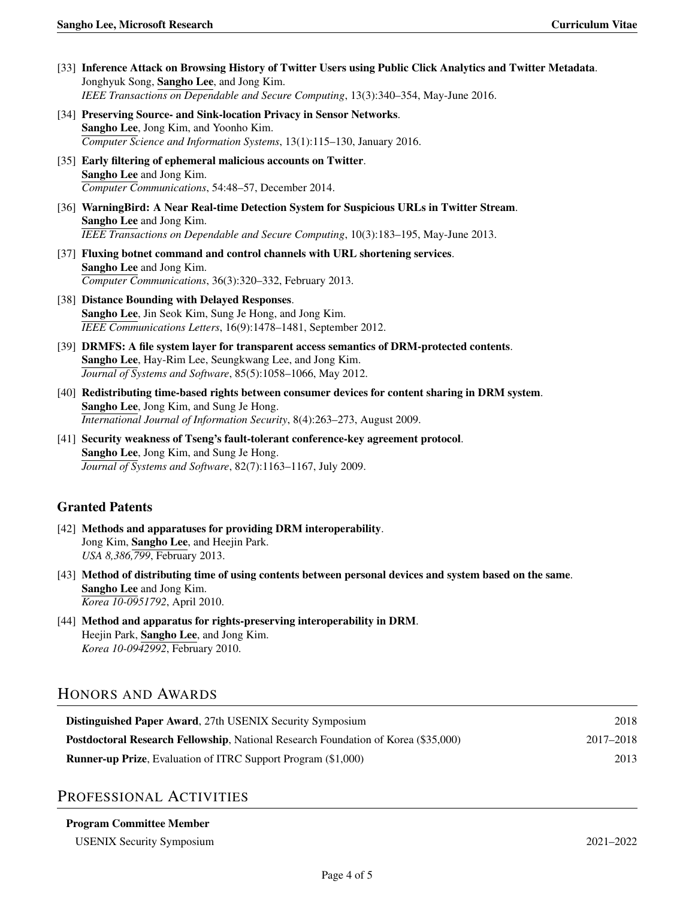[33] **Inference Attack on Browsing History of Twitter Users using Public Click Analytics and Twitter Metadata**.
Jonghyuk Song, **Sangho Lee**, and Jong Kim.
*IEEE Transactions on Dependable and Secure Computing*, 13(3):340–354, May-June 2016.

[34] **Preserving Source- and Sink-location Privacy in Sensor Networks**.
**Sangho Lee**, Jong Kim, and Yoonho Kim.
*Computer Science and Information Systems*, 13(1):115–130, January 2016.

[35] **Early filtering of ephemeral malicious accounts on Twitter**.
**Sangho Lee** and Jong Kim.
*Computer Communications*, 54:48–57, December 2014.

[36] **WarningBird: A Near Real-time Detection System for Suspicious URLs in Twitter Stream**.
**Sangho Lee** and Jong Kim.
*IEEE Transactions on Dependable and Secure Computing*, 10(3):183–195, May-June 2013.

[37] **Fluxing botnet command and control channels with URL shortening services**.
**Sangho Lee** and Jong Kim.
*Computer Communications*, 36(3):320–332, February 2013.

[38] **Distance Bounding with Delayed Responses**.
**Sangho Lee**, Jin Seok Kim, Sung Je Hong, and Jong Kim.
*IEEE Communications Letters*, 16(9):1478–1481, September 2012.

[39] **DRMFS: A file system layer for transparent access semantics of DRM-protected contents**.
**Sangho Lee**, Hay-Rim Lee, Seungkwang Lee, and Jong Kim.
*Journal of Systems and Software*, 85(5):1058–1066, May 2012.

[40] **Redistributing time-based rights between consumer devices for content sharing in DRM system**.
**Sangho Lee**, Jong Kim, and Sung Je Hong.
*International Journal of Information Security*, 8(4):263–273, August 2009.

[41] **Security weakness of Tseng's fault-tolerant conference-key agreement protocol**.
**Sangho Lee**, Jong Kim, and Sung Je Hong.
*Journal of Systems and Software*, 82(7):1163–1167, July 2009.

### Granted Patents

[42] **Methods and apparatuses for providing DRM interoperability**.
Jong Kim, **Sangho Lee**, and Heejin Park.
*USA 8,386,799*, February 2013.

[43] **Method of distributing time of using contents between personal devices and system based on the same**.
**Sangho Lee** and Jong Kim.
*Korea 10-0951792*, April 2010.

[44] **Method and apparatus for rights-preserving interoperability in DRM**.
Heejin Park, **Sangho Lee**, and Jong Kim.
*Korea 10-0942992*, February 2010.

## Honors and Awards

**Distinguished Paper Award**, 27th USENIX Security Symposium — 2018

**Postdoctoral Research Fellowship**, National Research Foundation of Korea ($35,000) — 2017–2018

**Runner-up Prize**, Evaluation of ITRC Support Program ($1,000) — 2013

## Professional Activities

**Program Committee Member**

USENIX Security Symposium — 2021–2022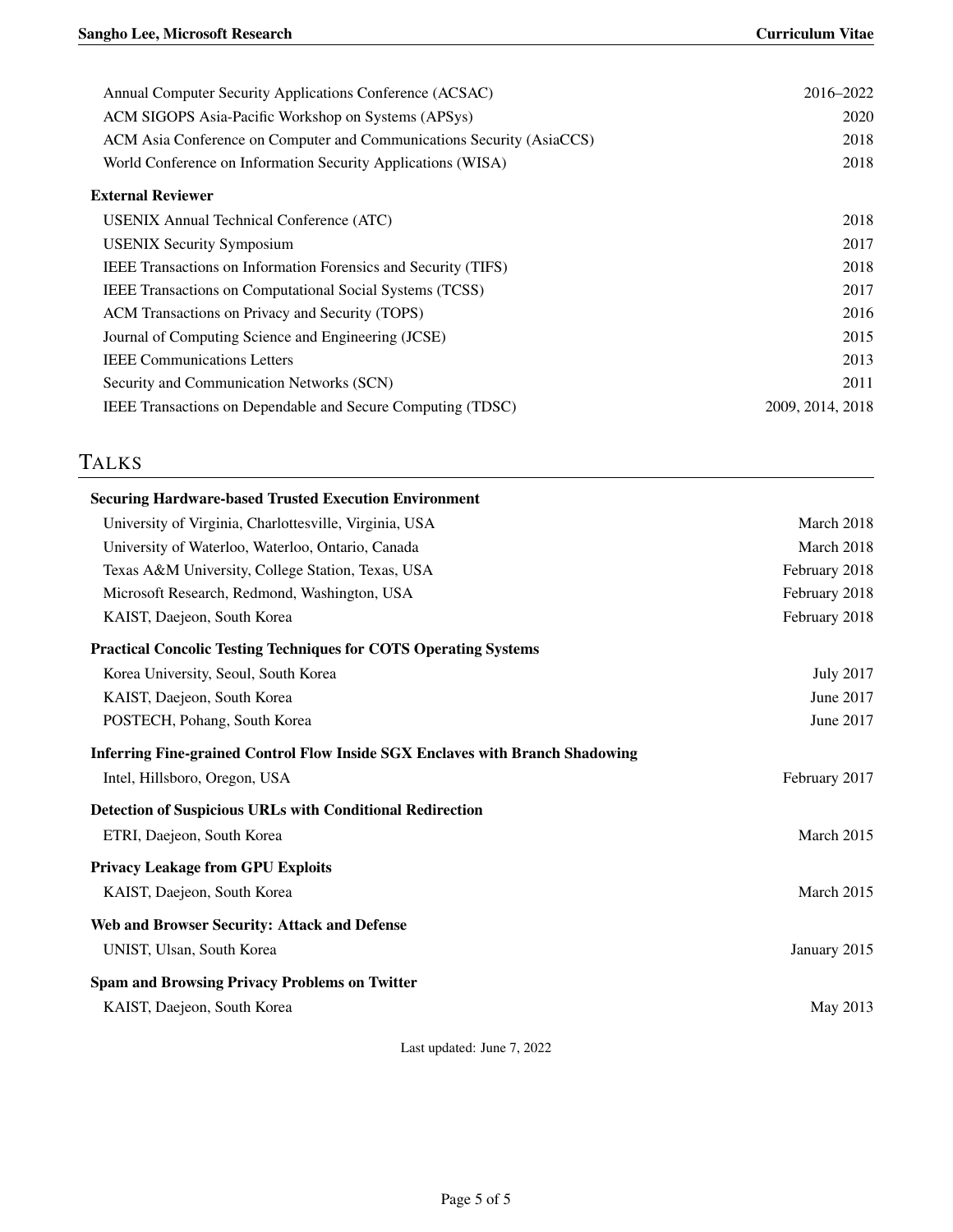- Annual Computer Security Applications Conference (ACSAC) 2016–2022
- ACM SIGOPS Asia-Pacific Workshop on Systems (APSys) 2020
- ACM Asia Conference on Computer and Communications Security (AsiaCCS) 2018
- World Conference on Information Security Applications (WISA) 2018

**External Reviewer**

- USENIX Annual Technical Conference (ATC) 2018
- USENIX Security Symposium 2017
- IEEE Transactions on Information Forensics and Security (TIFS) 2018
- IEEE Transactions on Computational Social Systems (TCSS) 2017
- ACM Transactions on Privacy and Security (TOPS) 2016
- Journal of Computing Science and Engineering (JCSE) 2015
- IEEE Communications Letters 2013
- Security and Communication Networks (SCN) 2011
- IEEE Transactions on Dependable and Secure Computing (TDSC) 2009, 2014, 2018

## Talks

**Securing Hardware-based Trusted Execution Environment**

- University of Virginia, Charlottesville, Virginia, USA March 2018
- University of Waterloo, Waterloo, Ontario, Canada March 2018
- Texas A&M University, College Station, Texas, USA February 2018
- Microsoft Research, Redmond, Washington, USA February 2018
- KAIST, Daejeon, South Korea February 2018

**Practical Concolic Testing Techniques for COTS Operating Systems**

- Korea University, Seoul, South Korea July 2017
- KAIST, Daejeon, South Korea June 2017
- POSTECH, Pohang, South Korea June 2017

**Inferring Fine-grained Control Flow Inside SGX Enclaves with Branch Shadowing**

- Intel, Hillsboro, Oregon, USA February 2017

**Detection of Suspicious URLs with Conditional Redirection**

- ETRI, Daejeon, South Korea March 2015

**Privacy Leakage from GPU Exploits**

- KAIST, Daejeon, South Korea March 2015

**Web and Browser Security: Attack and Defense**

- UNIST, Ulsan, South Korea January 2015

**Spam and Browsing Privacy Problems on Twitter**

- KAIST, Daejeon, South Korea May 2013

Last updated: June 7, 2022